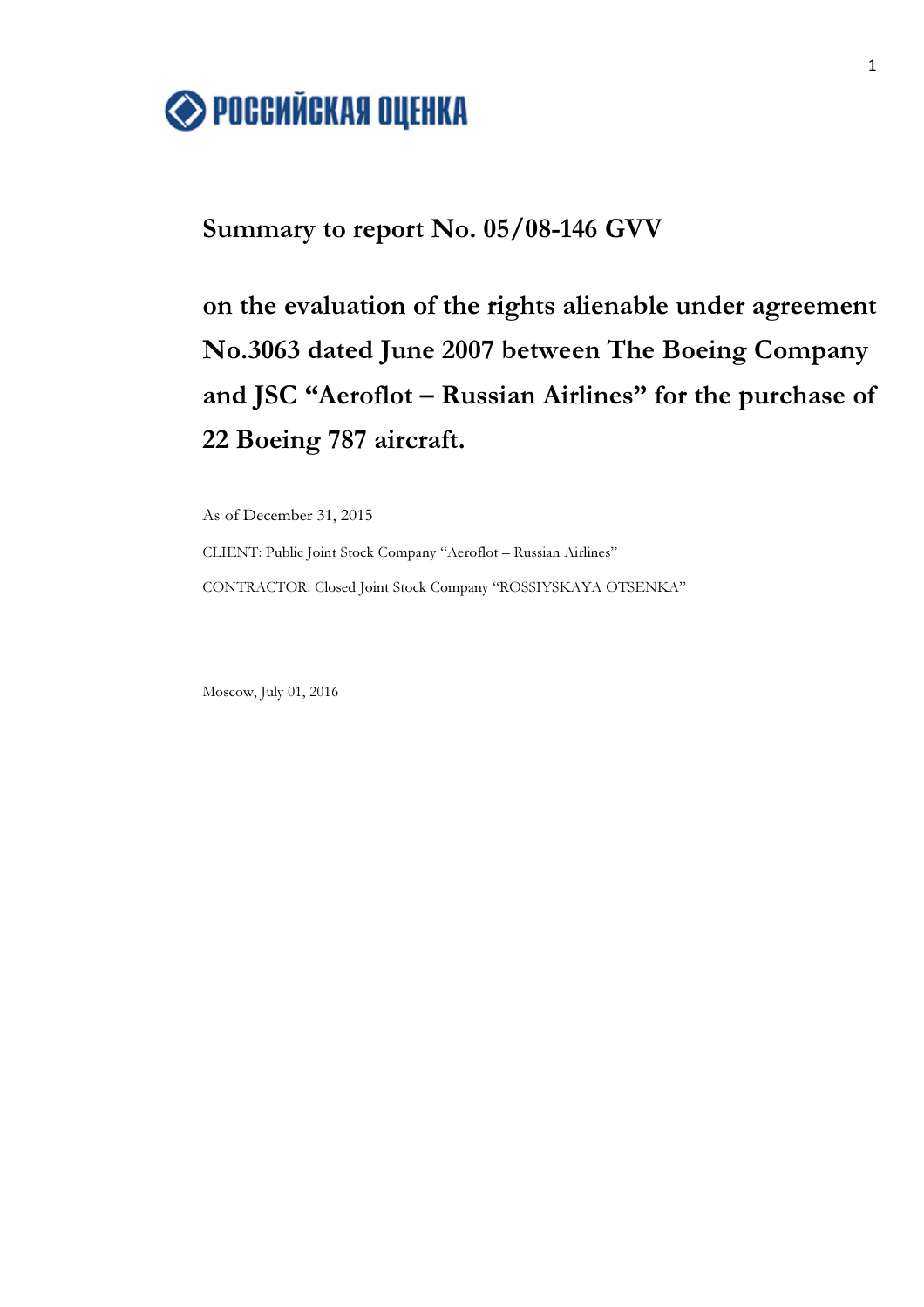РОССИЙСКАЯ ОЦЕНКА

# Summary to report No. 05/08-146 GVV

# on the evaluation of the rights alienable under agreement No.3063 dated June 2007 between The Boeing Company and JSC “Aeroflot – Russian Airlines” for the purchase of 22 Boeing 787 aircraft.

As of December 31, 2015

CLIENT: Public Joint Stock Company “Aeroflot – Russian Airlines”

CONTRACTOR: Closed Joint Stock Company “ROSSIYSKAYA OTSENKA”

Moscow, July 01, 2016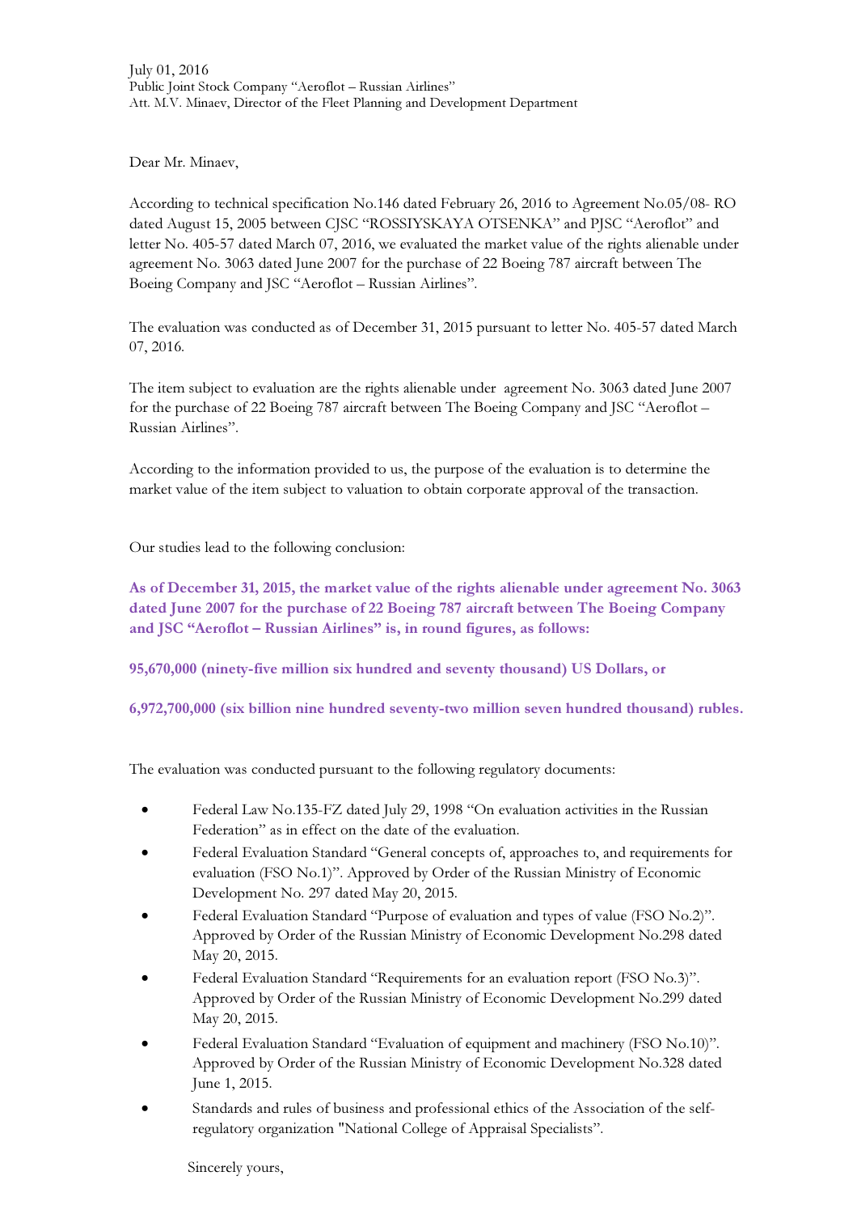July 01, 2016
Public Joint Stock Company “Aeroflot – Russian Airlines”
Att. M.V. Minaev, Director of the Fleet Planning and Development Department

Dear Mr. Minaev,

According to technical specification No.146 dated February 26, 2016 to Agreement No.05/08- RO dated August 15, 2005 between CJSC “ROSSIYSKAYA OTSENKA” and PJSC “Aeroflot” and letter No. 405-57 dated March 07, 2016, we evaluated the market value of the rights alienable under agreement No. 3063 dated June 2007 for the purchase of 22 Boeing 787 aircraft between The Boeing Company and JSC “Aeroflot – Russian Airlines”.

The evaluation was conducted as of December 31, 2015 pursuant to letter No. 405-57 dated March 07, 2016.

The item subject to evaluation are the rights alienable under agreement No. 3063 dated June 2007 for the purchase of 22 Boeing 787 aircraft between The Boeing Company and JSC “Aeroflot – Russian Airlines”.

According to the information provided to us, the purpose of the evaluation is to determine the market value of the item subject to valuation to obtain corporate approval of the transaction.

Our studies lead to the following conclusion:

**As of December 31, 2015, the market value of the rights alienable under agreement No. 3063 dated June 2007 for the purchase of 22 Boeing 787 aircraft between The Boeing Company and JSC “Aeroflot – Russian Airlines” is, in round figures, as follows:**

**95,670,000 (ninety-five million six hundred and seventy thousand) US Dollars, or**

**6,972,700,000 (six billion nine hundred seventy-two million seven hundred thousand) rubles.**

The evaluation was conducted pursuant to the following regulatory documents:

- Federal Law No.135-FZ dated July 29, 1998 “On evaluation activities in the Russian Federation” as in effect on the date of the evaluation.
- Federal Evaluation Standard “General concepts of, approaches to, and requirements for evaluation (FSO No.1)”. Approved by Order of the Russian Ministry of Economic Development No. 297 dated May 20, 2015.
- Federal Evaluation Standard “Purpose of evaluation and types of value (FSO No.2)”. Approved by Order of the Russian Ministry of Economic Development No.298 dated May 20, 2015.
- Federal Evaluation Standard “Requirements for an evaluation report (FSO No.3)”. Approved by Order of the Russian Ministry of Economic Development No.299 dated May 20, 2015.
- Federal Evaluation Standard “Evaluation of equipment and machinery (FSO No.10)”. Approved by Order of the Russian Ministry of Economic Development No.328 dated June 1, 2015.
- Standards and rules of business and professional ethics of the Association of the self-regulatory organization "National College of Appraisal Specialists”.

Sincerely yours,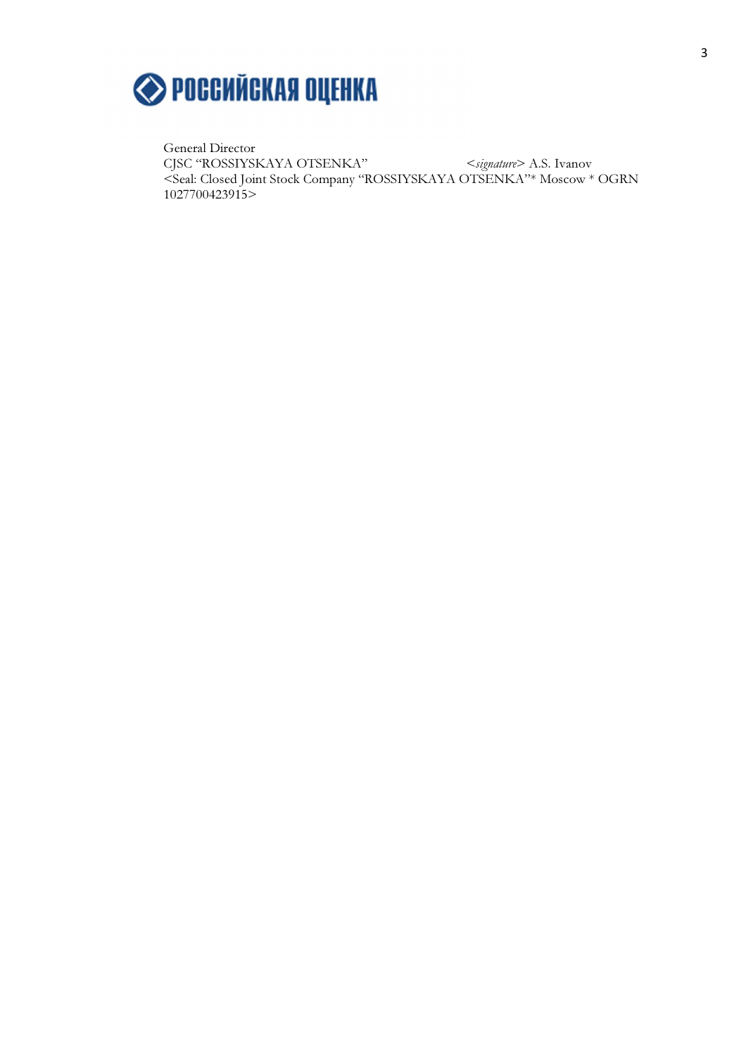РОССИЙСКАЯ ОЦЕНКА

General Director
CJSC "ROSSIYSKAYA OTSENKA" <*signature*> A.S. Ivanov
<Seal: Closed Joint Stock Company "ROSSIYSKAYA OTSENKA"* Moscow * OGRN 1027700423915>